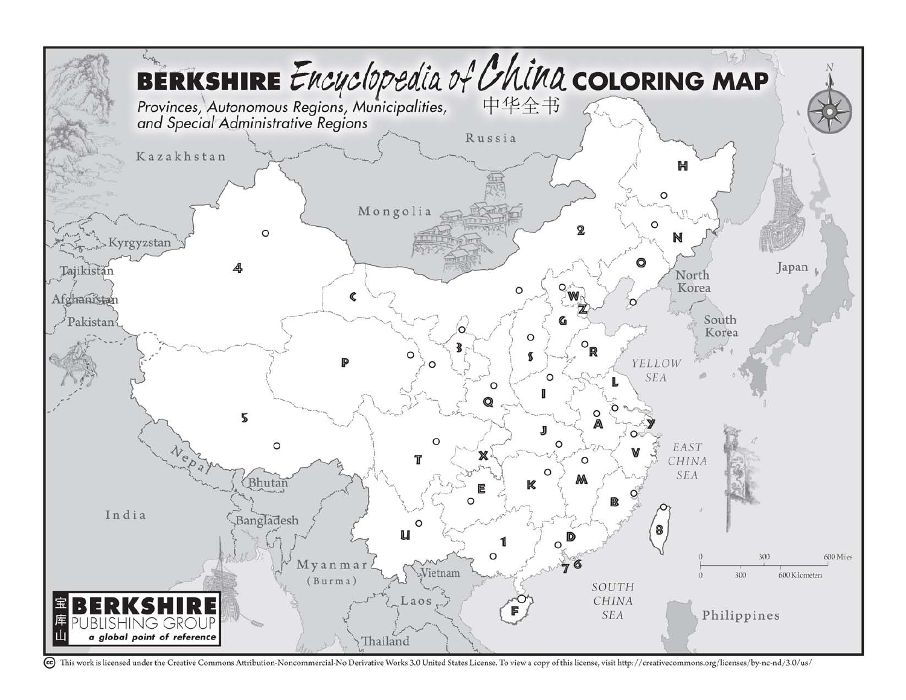# BERKSHIRE *Encyclopedia of China* COLORING MAP

中华全书

*Provinces, Autonomous Regions, Municipalities, and Special Administrative Regions*

Russia

Kazakhstan

Mongolia

Kyrgyzstan

Tajikistan

Afghanistan

Pakistan

Japan

North Korea

South Korea

YELLOW SEA

EAST CHINA SEA

SOUTH CHINA SEA

Nepal

Bhutan

India

Bangladesh

Myanmar (Burma)

Vietnam

Laos

Thailand

Philippines

H, N, O, 2, W, Z, G, C, 4, R, S, 3, P, L, I, Q, A, Y, J, 5, V, T, X, M, E, K, B, 8, U, 1, D, 7, 6, F

0 — 300 — 600 Miles

0 — 300 — 600 Kilometers

N

BERKSHIRE PUBLISHING GROUP

宝库山

*a global point of reference*

This work is licensed under the Creative Commons Attribution-Noncommercial-No Derivative Works 3.0 United States License. To view a copy of this license, visit http://creativecommons.org/licenses/by-nc-nd/3.0/us/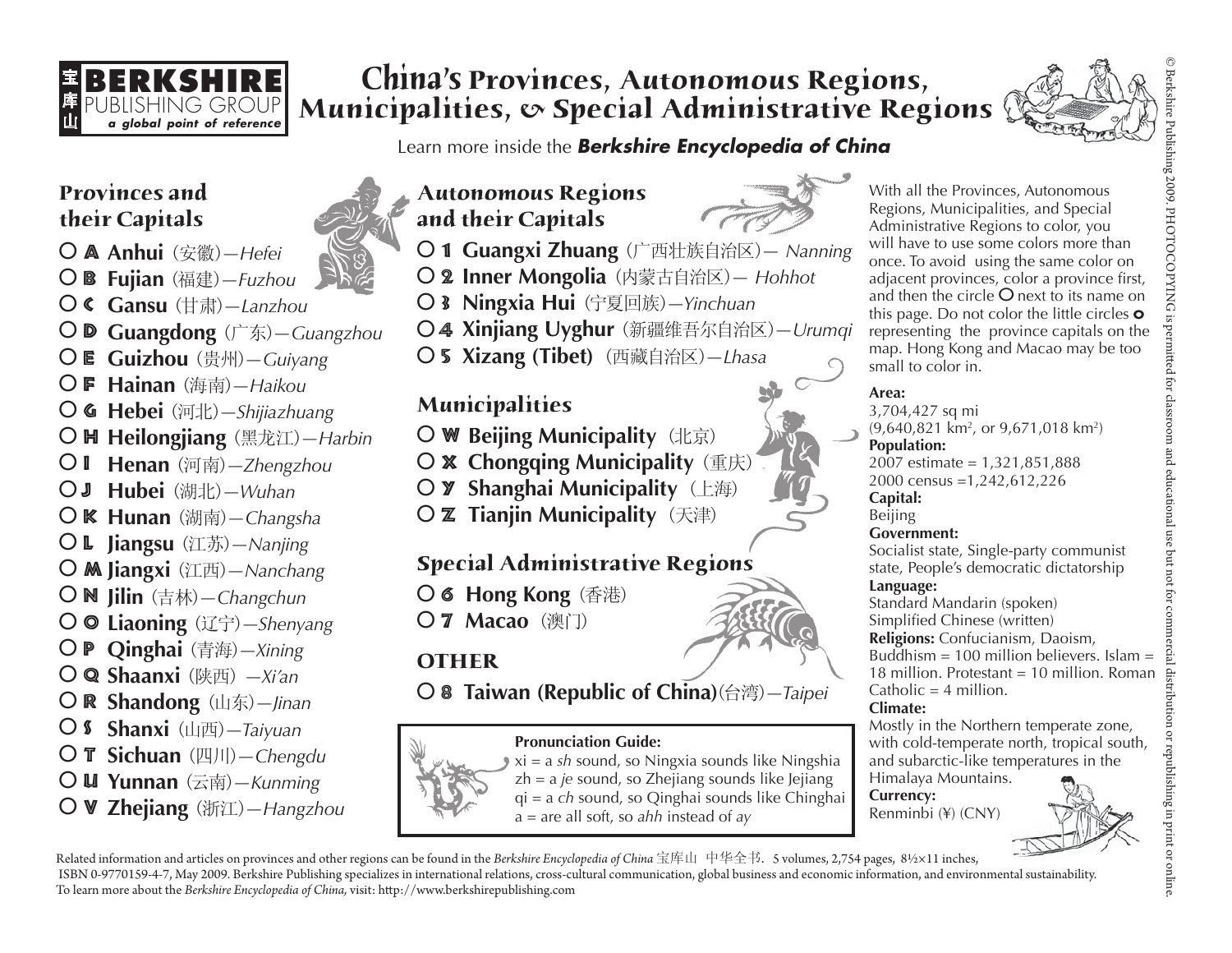**BERKSHIRE** PUBLISHING GROUP *a global point of reference*

# China's Provinces, Autonomous Regions, Municipalities, & Special Administrative Regions

Learn more inside the ***Berkshire Encyclopedia of China***

## Provinces and their Capitals

- ○ A **Anhui** (安徽)—*Hefei*
- ○ B **Fujian** (福建)—*Fuzhou*
- ○ C **Gansu** (甘肃)—*Lanzhou*
- ○ D **Guangdong** (广东)—*Guangzhou*
- ○ E **Guizhou** (贵州)—*Guiyang*
- ○ F **Hainan** (海南)—*Haikou*
- ○ G **Hebei** (河北)—*Shijiazhuang*
- ○ H **Heilongjiang** (黑龙江)—*Harbin*
- ○ I **Henan** (河南)—*Zhengzhou*
- ○ J **Hubei** (湖北)—*Wuhan*
- ○ K **Hunan** (湖南)—*Changsha*
- ○ L **Jiangsu** (江苏)—*Nanjing*
- ○ M **Jiangxi** (江西)—*Nanchang*
- ○ N **Jilin** (吉林)—*Changchun*
- ○ O **Liaoning** (辽宁)—*Shenyang*
- ○ P **Qinghai** (青海)—*Xining*
- ○ Q **Shaanxi** (陕西) —*Xi'an*
- ○ R **Shandong** (山东)—*Jinan*
- ○ S **Shanxi** (山西)—*Taiyuan*
- ○ T **Sichuan** (四川)—*Chengdu*
- ○ U **Yunnan** (云南)—*Kunming*
- ○ V **Zhejiang** (浙江)—*Hangzhou*

## Autonomous Regions and their Capitals

- ○ 1 **Guangxi Zhuang** (广西壮族自治区)— *Nanning*
- ○ 2 **Inner Mongolia** (内蒙古自治区)— *Hohhot*
- ○ 3 **Ningxia Hui** (宁夏回族)—*Yinchuan*
- ○ 4 **Xinjiang Uyghur** (新疆维吾尔自治区)—*Urumqi*
- ○ 5 **Xizang (Tibet)** (西藏自治区)—*Lhasa*

## Municipalities

- ○ W **Beijing Municipality** (北京)
- ○ X **Chongqing Municipality** (重庆)
- ○ Y **Shanghai Municipality** (上海)
- ○ Z **Tianjin Municipality** (天津)

## Special Administrative Regions

- ○ 6 **Hong Kong** (香港)
- ○ 7 **Macao** (澳门)

## OTHER

- ○ 8 **Taiwan (Republic of China)**(台湾)—*Taipei*

**Pronunciation Guide:**
xi = a *sh* sound, so Ningxia sounds like Ningshia
zh = a *je* sound, so Zhejiang sounds like Jejiang
qi = a *ch* sound, so Qinghai sounds like Chinghai
a = are all soft, so *ahh* instead of *ay*

With all the Provinces, Autonomous Regions, Municipalities, and Special Administrative Regions to color, you will have to use some colors more than once. To avoid using the same color on adjacent provinces, color a province first, and then the circle ○ next to its name on this page. Do not color the little circles ● representing the province capitals on the map. Hong Kong and Macao may be too small to color in.

**Area:**
3,704,427 sq mi
(9,640,821 km², or 9,671,018 km²)
**Population:**
2007 estimate = 1,321,851,888
2000 census =1,242,612,226
**Capital:**
Beijing
**Government:**
Socialist state, Single-party communist state, People's democratic dictatorship
**Language:**
Standard Mandarin (spoken)
Simplified Chinese (written)
**Religions:** Confucianism, Daoism, Buddhism = 100 million believers. Islam = 18 million. Protestant = 10 million. Roman Catholic = 4 million.
**Climate:**
Mostly in the Northern temperate zone, with cold-temperate north, tropical south, and subarctic-like temperatures in the Himalaya Mountains.
**Currency:**
Renminbi (¥) (CNY)

Related information and articles on provinces and other regions can be found in the *Berkshire Encyclopedia of China* 宝库山 中华全书. 5 volumes, 2,754 pages, 8½×11 inches, ISBN 0-9770159-4-7, May 2009. Berkshire Publishing specializes in international relations, cross-cultural communication, global business and economic information, and environmental sustainability. To learn more about the *Berkshire Encyclopedia of China*, visit: http://www.berkshirepublishing.com

© Berkshire Publishing 2009. PHOTOCOPYING is permitted for classroom and educational use but not for commercial distribution or republishing in print or online.